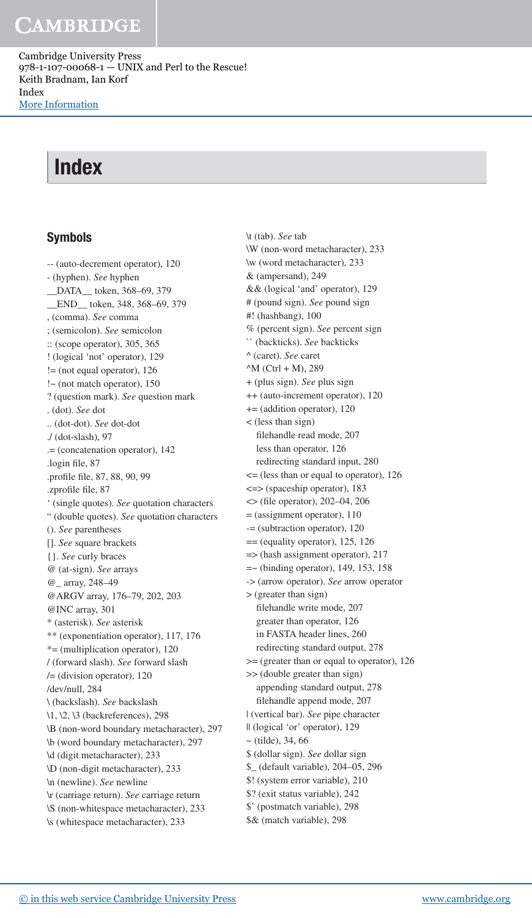Cambridge University Press
978-1-107-00068-1 — UNIX and Perl to the Rescue!
Keith Bradnam, Ian Korf
Index
More Information

# Index

## Symbols

-- (auto-decrement operator), 120
- (hyphen). *See* hyphen
__DATA__ token, 368–69, 379
__END__ token, 348, 368–69, 379
, (comma). *See* comma
; (semicolon). *See* semicolon
:: (scope operator), 305, 365
! (logical 'not' operator), 129
!= (not equal operator), 126
!~ (not match operator), 150
? (question mark). *See* question mark
. (dot). *See* dot
.. (dot-dot). *See* dot-dot
./ (dot-slash), 97
.= (concatenation operator), 142
.login file, 87
.profile file, 87, 88, 90, 99
.zprofile file, 87
' (single quotes). *See* quotation characters
" (double quotes). *See* quotation characters
(). *See* parentheses
[]. *See* square brackets
{}. *See* curly braces
@ (at-sign). *See* arrays
@_ array, 248–49
@ARGV array, 176–79, 202, 203
@INC array, 301
* (asterisk). *See* asterisk
** (exponentiation operator), 117, 176
*= (multiplication operator), 120
/ (forward slash). *See* forward slash
/= (division operator), 120
/dev/null, 284
\ (backslash). *See* backslash
\1, \2, \3 (backreferences), 298
\B (non-word boundary metacharacter), 297
\b (word boundary metacharacter), 297
\d (digit metacharacter), 233
\D (non-digit metacharacter), 233
\n (newline). *See* newline
\r (carriage return). *See* carriage return
\S (non-whitespace metacharacter), 233
\s (whitespace metacharacter), 233
\t (tab). *See* tab
\W (non-word metacharacter), 233
\w (word metacharacter), 233
& (ampersand), 249
&& (logical 'and' operator), 129
# (pound sign). *See* pound sign
#! (hashbang), 100
% (percent sign). *See* percent sign
`` (backticks). *See* backticks
^ (caret). *See* caret
^M (Ctrl + M), 289
+ (plus sign). *See* plus sign
++ (auto-increment operator), 120
+= (addition operator), 120
< (less than sign)
  filehandle read mode, 207
  less than operator, 126
  redirecting standard input, 280
<= (less than or equal to operator), 126
<=> (spaceship operator), 183
<> (file operator), 202–04, 206
= (assignment operator), 110
-= (subtraction operator), 120
== (equality operator), 125, 126
=> (hash assignment operator), 217
=~ (binding operator), 149, 153, 158
-> (arrow operator). *See* arrow operator
> (greater than sign)
  filehandle write mode, 207
  greater than operator, 126
  in FASTA header lines, 260
  redirecting standard output, 278
>= (greater than or equal to operator), 126
>> (double greater than sign)
  appending standard output, 278
  filehandle append mode, 207
| (vertical bar). *See* pipe character
|| (logical 'or' operator), 129
~ (tilde), 34, 66
$ (dollar sign). *See* dollar sign
$_ (default variable), 204–05, 296
$! (system error variable), 210
$? (exit status variable), 242
$' (postmatch variable), 298
$& (match variable), 298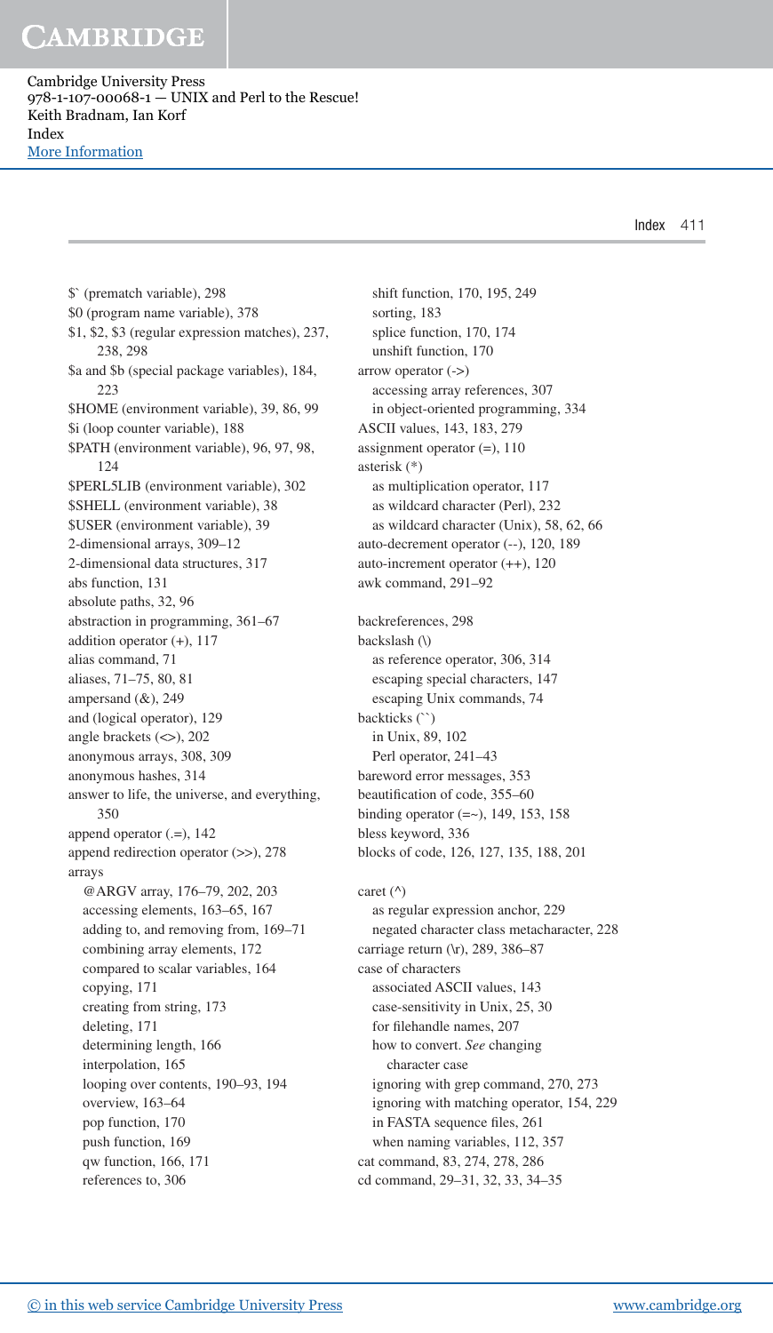$` (prematch variable), 298
$0 (program name variable), 378
$1, $2, $3 (regular expression matches), 237, 238, 298
$a and $b (special package variables), 184, 223
$HOME (environment variable), 39, 86, 99
$i (loop counter variable), 188
$PATH (environment variable), 96, 97, 98, 124
$PERL5LIB (environment variable), 302
$SHELL (environment variable), 38
$USER (environment variable), 39
2-dimensional arrays, 309–12
2-dimensional data structures, 317
abs function, 131
absolute paths, 32, 96
abstraction in programming, 361–67
addition operator (+), 117
alias command, 71
aliases, 71–75, 80, 81
ampersand (&), 249
and (logical operator), 129
angle brackets (<>), 202
anonymous arrays, 308, 309
anonymous hashes, 314
answer to life, the universe, and everything, 350
append operator (.=), 142
append redirection operator (>>), 278
arrays
  @ARGV array, 176–79, 202, 203
  accessing elements, 163–65, 167
  adding to, and removing from, 169–71
  combining array elements, 172
  compared to scalar variables, 164
  copying, 171
  creating from string, 173
  deleting, 171
  determining length, 166
  interpolation, 165
  looping over contents, 190–93, 194
  overview, 163–64
  pop function, 170
  push function, 169
  qw function, 166, 171
  references to, 306
  shift function, 170, 195, 249
  sorting, 183
  splice function, 170, 174
  unshift function, 170
arrow operator (->)
  accessing array references, 307
  in object-oriented programming, 334
ASCII values, 143, 183, 279
assignment operator (=), 110
asterisk (*)
  as multiplication operator, 117
  as wildcard character (Perl), 232
  as wildcard character (Unix), 58, 62, 66
auto-decrement operator (--), 120, 189
auto-increment operator (++), 120
awk command, 291–92

backreferences, 298
backslash (\)
  as reference operator, 306, 314
  escaping special characters, 147
  escaping Unix commands, 74
backticks (``)
  in Unix, 89, 102
  Perl operator, 241–43
bareword error messages, 353
beautification of code, 355–60
binding operator (=~), 149, 153, 158
bless keyword, 336
blocks of code, 126, 127, 135, 188, 201

caret (^)
  as regular expression anchor, 229
  negated character class metacharacter, 228
carriage return (\r), 289, 386–87
case of characters
  associated ASCII values, 143
  case-sensitivity in Unix, 25, 30
  for filehandle names, 207
  how to convert. *See* changing character case
  ignoring with grep command, 270, 273
  ignoring with matching operator, 154, 229
  in FASTA sequence files, 261
  when naming variables, 112, 357
cat command, 83, 274, 278, 286
cd command, 29–31, 32, 33, 34–35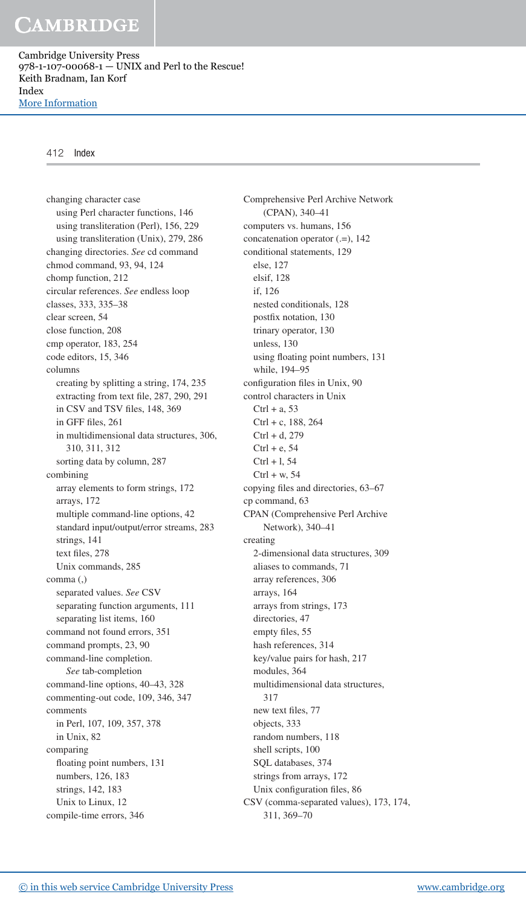changing character case
- using Perl character functions, 146
- using transliteration (Perl), 156, 229
- using transliteration (Unix), 279, 286

changing directories. *See* cd command
chmod command, 93, 94, 124
chomp function, 212
circular references. *See* endless loop
classes, 333, 335–38
clear screen, 54
close function, 208
cmp operator, 183, 254
code editors, 15, 346
columns
- creating by splitting a string, 174, 235
- extracting from text file, 287, 290, 291
- in CSV and TSV files, 148, 369
- in GFF files, 261
- in multidimensional data structures, 306, 310, 311, 312
- sorting data by column, 287

combining
- array elements to form strings, 172
- arrays, 172
- multiple command-line options, 42
- standard input/output/error streams, 283
- strings, 141
- text files, 278
- Unix commands, 285

comma (,)
- separated values. *See* CSV
- separating function arguments, 111
- separating list items, 160

command not found errors, 351
command prompts, 23, 90
command-line completion. *See* tab-completion
command-line options, 40–43, 328
commenting-out code, 109, 346, 347
comments
- in Perl, 107, 109, 357, 378
- in Unix, 82

comparing
- floating point numbers, 131
- numbers, 126, 183
- strings, 142, 183
- Unix to Linux, 12

compile-time errors, 346
Comprehensive Perl Archive Network (CPAN), 340–41
computers vs. humans, 156
concatenation operator (.=), 142
conditional statements, 129
- else, 127
- elsif, 128
- if, 126
- nested conditionals, 128
- postfix notation, 130
- trinary operator, 130
- unless, 130
- using floating point numbers, 131
- while, 194–95

configuration files in Unix, 90
control characters in Unix
- Ctrl + a, 53
- Ctrl + c, 188, 264
- Ctrl + d, 279
- Ctrl + e, 54
- Ctrl + l, 54
- Ctrl + w, 54

copying files and directories, 63–67
cp command, 63
CPAN (Comprehensive Perl Archive Network), 340–41
creating
- 2-dimensional data structures, 309
- aliases to commands, 71
- array references, 306
- arrays, 164
- arrays from strings, 173
- directories, 47
- empty files, 55
- hash references, 314
- key/value pairs for hash, 217
- modules, 364
- multidimensional data structures, 317
- new text files, 77
- objects, 333
- random numbers, 118
- shell scripts, 100
- SQL databases, 374
- strings from arrays, 172
- Unix configuration files, 86

CSV (comma-separated values), 173, 174, 311, 369–70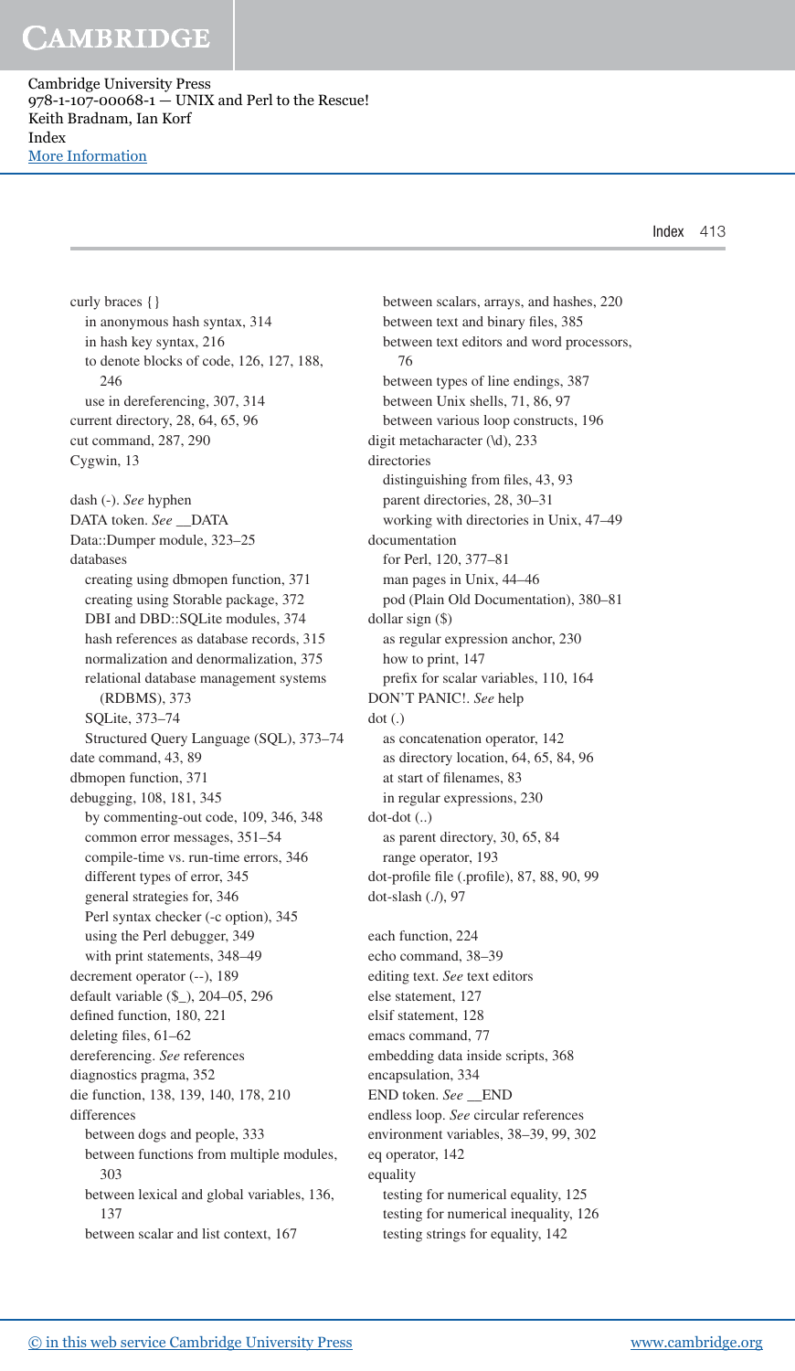curly braces { }
  in anonymous hash syntax, 314
  in hash key syntax, 216
  to denote blocks of code, 126, 127, 188, 246
  use in dereferencing, 307, 314
current directory, 28, 64, 65, 96
cut command, 287, 290
Cygwin, 13

dash (-). *See* hyphen
DATA token. *See* __DATA
Data::Dumper module, 323–25
databases
  creating using dbmopen function, 371
  creating using Storable package, 372
  DBI and DBD::SQLite modules, 374
  hash references as database records, 315
  normalization and denormalization, 375
  relational database management systems (RDBMS), 373
  SQLite, 373–74
  Structured Query Language (SQL), 373–74
date command, 43, 89
dbmopen function, 371
debugging, 108, 181, 345
  by commenting-out code, 109, 346, 348
  common error messages, 351–54
  compile-time vs. run-time errors, 346
  different types of error, 345
  general strategies for, 346
  Perl syntax checker (-c option), 345
  using the Perl debugger, 349
  with print statements, 348–49
decrement operator (--), 189
default variable ($_), 204–05, 296
defined function, 180, 221
deleting files, 61–62
dereferencing. *See* references
diagnostics pragma, 352
die function, 138, 139, 140, 178, 210
differences
  between dogs and people, 333
  between functions from multiple modules, 303
  between lexical and global variables, 136, 137
  between scalar and list context, 167
  between scalars, arrays, and hashes, 220
  between text and binary files, 385
  between text editors and word processors, 76
  between types of line endings, 387
  between Unix shells, 71, 86, 97
  between various loop constructs, 196
digit metacharacter (\d), 233
directories
  distinguishing from files, 43, 93
  parent directories, 28, 30–31
  working with directories in Unix, 47–49
documentation
  for Perl, 120, 377–81
  man pages in Unix, 44–46
  pod (Plain Old Documentation), 380–81
dollar sign ($)
  as regular expression anchor, 230
  how to print, 147
  prefix for scalar variables, 110, 164
DON'T PANIC!. *See* help
dot (.)
  as concatenation operator, 142
  as directory location, 64, 65, 84, 96
  at start of filenames, 83
  in regular expressions, 230
dot-dot (..)
  as parent directory, 30, 65, 84
  range operator, 193
dot-profile file (.profile), 87, 88, 90, 99
dot-slash (./), 97

each function, 224
echo command, 38–39
editing text. *See* text editors
else statement, 127
elsif statement, 128
emacs command, 77
embedding data inside scripts, 368
encapsulation, 334
END token. *See* __END
endless loop. *See* circular references
environment variables, 38–39, 99, 302
eq operator, 142
equality
  testing for numerical equality, 125
  testing for numerical inequality, 126
  testing strings for equality, 142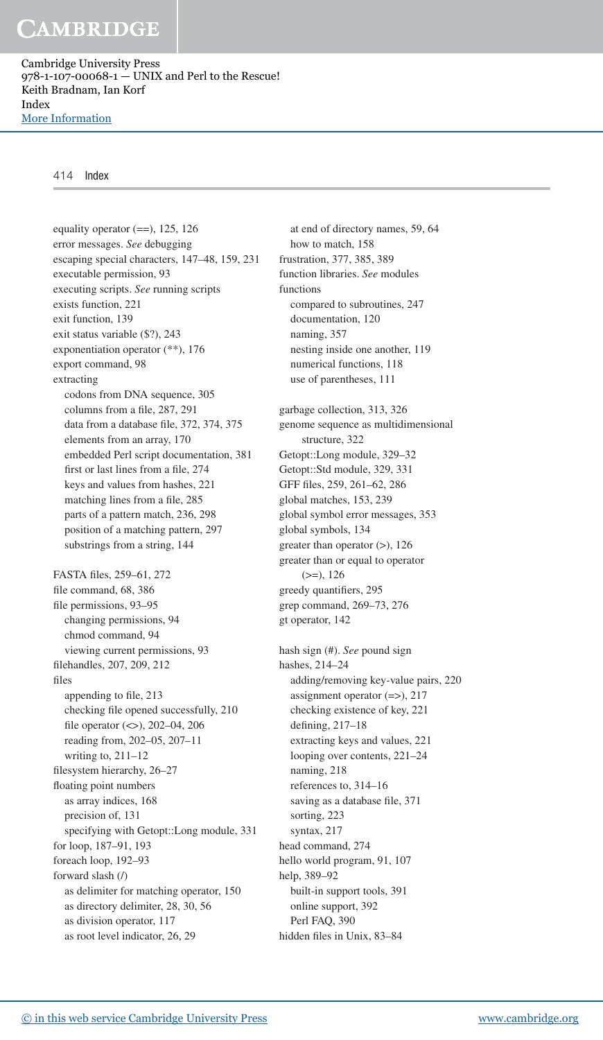equality operator (==), 125, 126
error messages. *See* debugging
escaping special characters, 147–48, 159, 231
executable permission, 93
executing scripts. *See* running scripts
exists function, 221
exit function, 139
exit status variable ($?), 243
exponentiation operator (**), 176
export command, 98
extracting
  codons from DNA sequence, 305
  columns from a file, 287, 291
  data from a database file, 372, 374, 375
  elements from an array, 170
  embedded Perl script documentation, 381
  first or last lines from a file, 274
  keys and values from hashes, 221
  matching lines from a file, 285
  parts of a pattern match, 236, 298
  position of a matching pattern, 297
  substrings from a string, 144

FASTA files, 259–61, 272
file command, 68, 386
file permissions, 93–95
  changing permissions, 94
  chmod command, 94
  viewing current permissions, 93
filehandles, 207, 209, 212
files
  appending to file, 213
  checking file opened successfully, 210
  file operator (<>), 202–04, 206
  reading from, 202–05, 207–11
  writing to, 211–12
filesystem hierarchy, 26–27
floating point numbers
  as array indices, 168
  precision of, 131
  specifying with Getopt::Long module, 331
for loop, 187–91, 193
foreach loop, 192–93
forward slash (/)
  as delimiter for matching operator, 150
  as directory delimiter, 28, 30, 56
  as division operator, 117
  as root level indicator, 26, 29
  at end of directory names, 59, 64
  how to match, 158
frustration, 377, 385, 389
function libraries. *See* modules
functions
  compared to subroutines, 247
  documentation, 120
  naming, 357
  nesting inside one another, 119
  numerical functions, 118
  use of parentheses, 111

garbage collection, 313, 326
genome sequence as multidimensional structure, 322
Getopt::Long module, 329–32
Getopt::Std module, 329, 331
GFF files, 259, 261–62, 286
global matches, 153, 239
global symbol error messages, 353
global symbols, 134
greater than operator (>), 126
greater than or equal to operator (>=), 126
greedy quantifiers, 295
grep command, 269–73, 276
gt operator, 142

hash sign (#). *See* pound sign
hashes, 214–24
  adding/removing key-value pairs, 220
  assignment operator (=>), 217
  checking existence of key, 221
  defining, 217–18
  extracting keys and values, 221
  looping over contents, 221–24
  naming, 218
  references to, 314–16
  saving as a database file, 371
  sorting, 223
  syntax, 217
head command, 274
hello world program, 91, 107
help, 389–92
  built-in support tools, 391
  online support, 392
  Perl FAQ, 390
hidden files in Unix, 83–84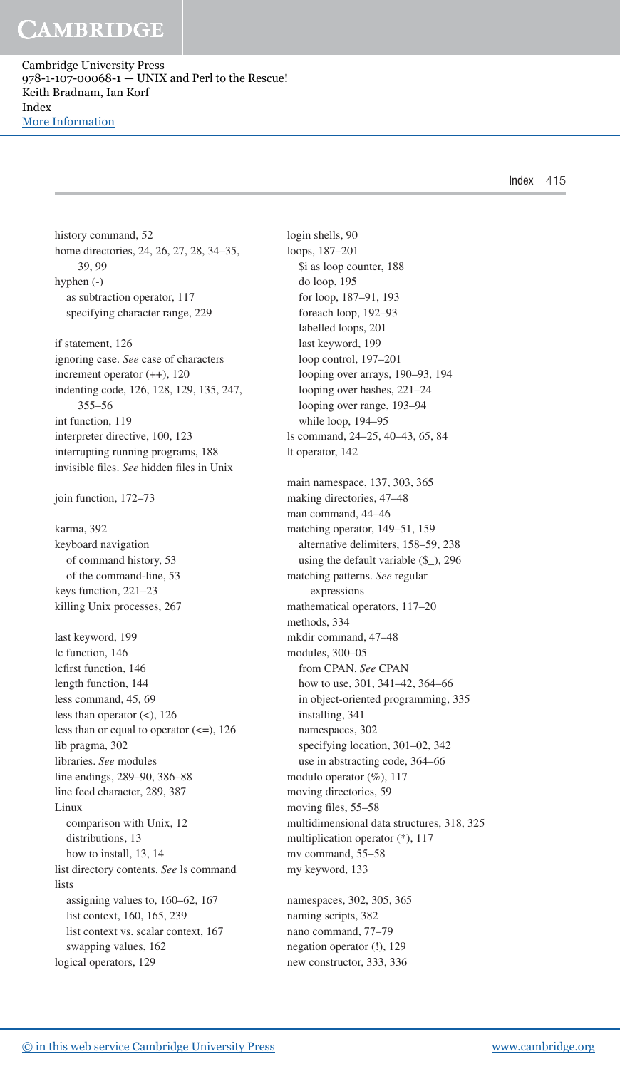history command, 52
home directories, 24, 26, 27, 28, 34–35, 39, 99
hyphen (-)
  as subtraction operator, 117
  specifying character range, 229

if statement, 126
ignoring case. *See* case of characters
increment operator (++), 120
indenting code, 126, 128, 129, 135, 247, 355–56
int function, 119
interpreter directive, 100, 123
interrupting running programs, 188
invisible files. *See* hidden files in Unix

join function, 172–73

karma, 392
keyboard navigation
  of command history, 53
  of the command-line, 53
keys function, 221–23
killing Unix processes, 267

last keyword, 199
lc function, 146
lcfirst function, 146
length function, 144
less command, 45, 69
less than operator (<), 126
less than or equal to operator (<=), 126
lib pragma, 302
libraries. *See* modules
line endings, 289–90, 386–88
line feed character, 289, 387
Linux
  comparison with Unix, 12
  distributions, 13
  how to install, 13, 14
list directory contents. *See* ls command
lists
  assigning values to, 160–62, 167
  list context, 160, 165, 239
  list context vs. scalar context, 167
  swapping values, 162
logical operators, 129

login shells, 90
loops, 187–201
  $i as loop counter, 188
  do loop, 195
  for loop, 187–91, 193
  foreach loop, 192–93
  labelled loops, 201
  last keyword, 199
  loop control, 197–201
  looping over arrays, 190–93, 194
  looping over hashes, 221–24
  looping over range, 193–94
  while loop, 194–95
ls command, 24–25, 40–43, 65, 84
lt operator, 142

main namespace, 137, 303, 365
making directories, 47–48
man command, 44–46
matching operator, 149–51, 159
  alternative delimiters, 158–59, 238
  using the default variable ($_), 296
matching patterns. *See* regular expressions
mathematical operators, 117–20
methods, 334
mkdir command, 47–48
modules, 300–05
  from CPAN. *See* CPAN
  how to use, 301, 341–42, 364–66
  in object-oriented programming, 335
  installing, 341
  namespaces, 302
  specifying location, 301–02, 342
  use in abstracting code, 364–66
modulo operator (%), 117
moving directories, 59
moving files, 55–58
multidimensional data structures, 318, 325
multiplication operator (*), 117
mv command, 55–58
my keyword, 133

namespaces, 302, 305, 365
naming scripts, 382
nano command, 77–79
negation operator (!), 129
new constructor, 333, 336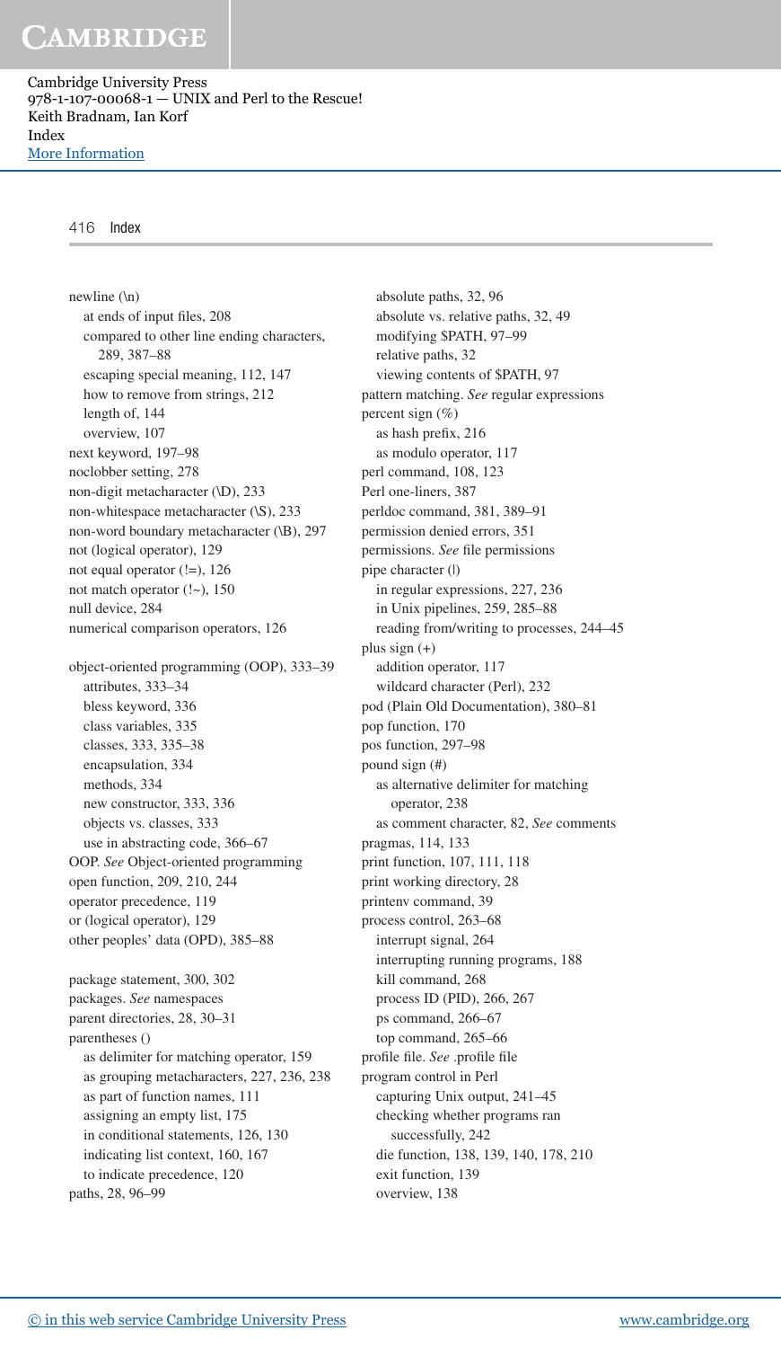newline (\n)
- at ends of input files, 208
- compared to other line ending characters, 289, 387–88
- escaping special meaning, 112, 147
- how to remove from strings, 212
- length of, 144
- overview, 107

next keyword, 197–98
noclobber setting, 278
non-digit metacharacter (\D), 233
non-whitespace metacharacter (\S), 233
non-word boundary metacharacter (\B), 297
not (logical operator), 129
not equal operator (!=), 126
not match operator (!~), 150
null device, 284
numerical comparison operators, 126

object-oriented programming (OOP), 333–39
- attributes, 333–34
- bless keyword, 336
- class variables, 335
- classes, 333, 335–38
- encapsulation, 334
- methods, 334
- new constructor, 333, 336
- objects vs. classes, 333
- use in abstracting code, 366–67

OOP. *See* Object-oriented programming
open function, 209, 210, 244
operator precedence, 119
or (logical operator), 129
other peoples' data (OPD), 385–88

package statement, 300, 302
packages. *See* namespaces
parent directories, 28, 30–31
parentheses ()
- as delimiter for matching operator, 159
- as grouping metacharacters, 227, 236, 238
- as part of function names, 111
- assigning an empty list, 175
- in conditional statements, 126, 130
- indicating list context, 160, 167
- to indicate precedence, 120

paths, 28, 96–99
- absolute paths, 32, 96
- absolute vs. relative paths, 32, 49
- modifying $PATH, 97–99
- relative paths, 32
- viewing contents of $PATH, 97

pattern matching. *See* regular expressions
percent sign (%)
- as hash prefix, 216
- as modulo operator, 117

perl command, 108, 123
Perl one-liners, 387
perldoc command, 381, 389–91
permission denied errors, 351
permissions. *See* file permissions
pipe character (|)
- in regular expressions, 227, 236
- in Unix pipelines, 259, 285–88
- reading from/writing to processes, 244–45

plus sign (+)
- addition operator, 117
- wildcard character (Perl), 232

pod (Plain Old Documentation), 380–81
pop function, 170
pos function, 297–98
pound sign (#)
- as alternative delimiter for matching operator, 238
- as comment character, 82, *See* comments

pragmas, 114, 133
print function, 107, 111, 118
print working directory, 28
printenv command, 39
process control, 263–68
- interrupt signal, 264
- interrupting running programs, 188
- kill command, 268
- process ID (PID), 266, 267
- ps command, 266–67
- top command, 265–66

profile file. *See* .profile file
program control in Perl
- capturing Unix output, 241–45
- checking whether programs ran successfully, 242
- die function, 138, 139, 140, 178, 210
- exit function, 139
- overview, 138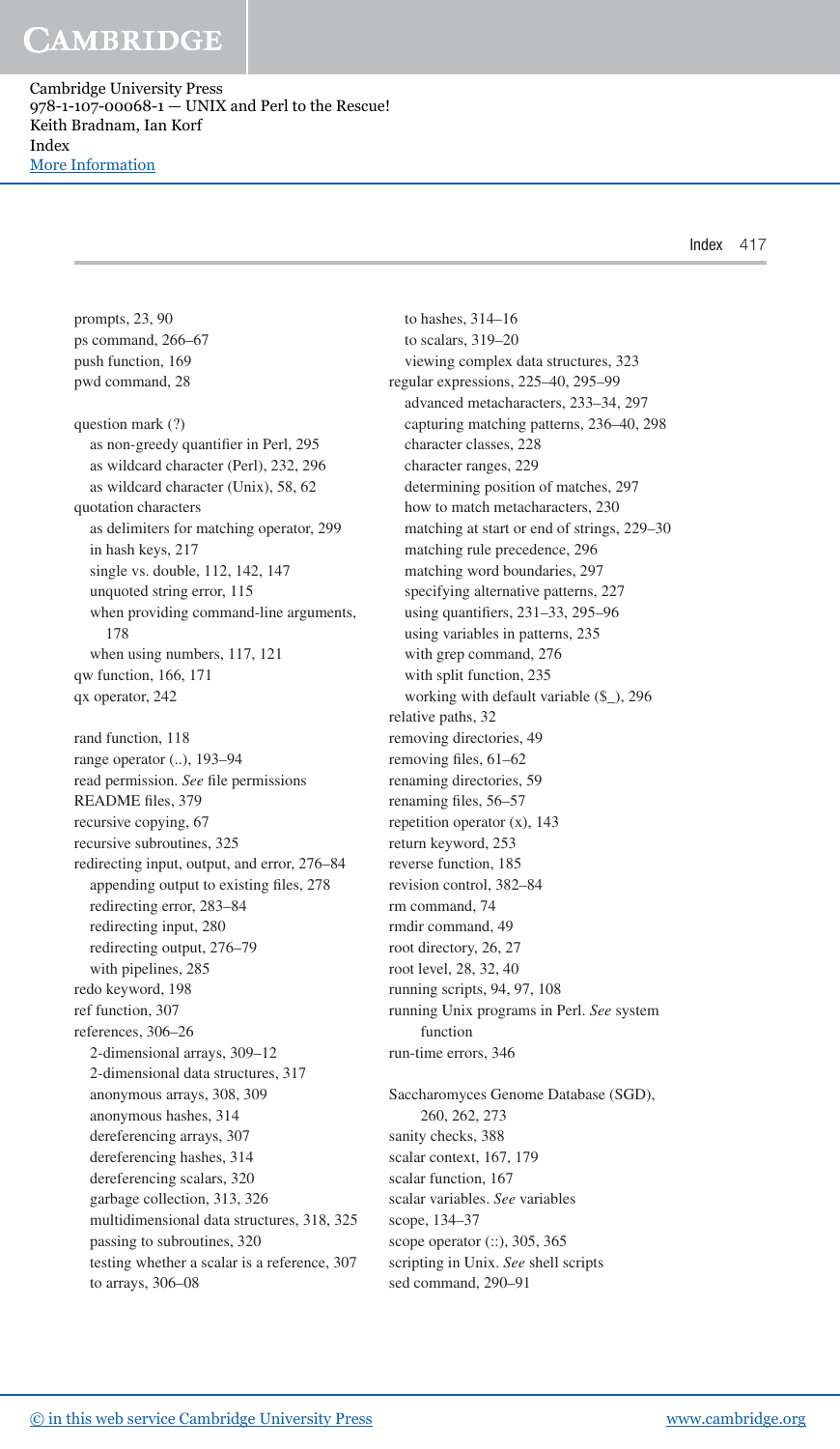prompts, 23, 90
ps command, 266–67
push function, 169
pwd command, 28

question mark (?)
  as non-greedy quantifier in Perl, 295
  as wildcard character (Perl), 232, 296
  as wildcard character (Unix), 58, 62
quotation characters
  as delimiters for matching operator, 299
  in hash keys, 217
  single vs. double, 112, 142, 147
  unquoted string error, 115
  when providing command-line arguments, 178
  when using numbers, 117, 121
qw function, 166, 171
qx operator, 242

rand function, 118
range operator (..), 193–94
read permission. *See* file permissions
README files, 379
recursive copying, 67
recursive subroutines, 325
redirecting input, output, and error, 276–84
  appending output to existing files, 278
  redirecting error, 283–84
  redirecting input, 280
  redirecting output, 276–79
  with pipelines, 285
redo keyword, 198
ref function, 307
references, 306–26
  2-dimensional arrays, 309–12
  2-dimensional data structures, 317
  anonymous arrays, 308, 309
  anonymous hashes, 314
  dereferencing arrays, 307
  dereferencing hashes, 314
  dereferencing scalars, 320
  garbage collection, 313, 326
  multidimensional data structures, 318, 325
  passing to subroutines, 320
  testing whether a scalar is a reference, 307
  to arrays, 306–08
  to hashes, 314–16
  to scalars, 319–20
  viewing complex data structures, 323
regular expressions, 225–40, 295–99
  advanced metacharacters, 233–34, 297
  capturing matching patterns, 236–40, 298
  character classes, 228
  character ranges, 229
  determining position of matches, 297
  how to match metacharacters, 230
  matching at start or end of strings, 229–30
  matching rule precedence, 296
  matching word boundaries, 297
  specifying alternative patterns, 227
  using quantifiers, 231–33, 295–96
  using variables in patterns, 235
  with grep command, 276
  with split function, 235
  working with default variable ($_), 296
relative paths, 32
removing directories, 49
removing files, 61–62
renaming directories, 59
renaming files, 56–57
repetition operator (x), 143
return keyword, 253
reverse function, 185
revision control, 382–84
rm command, 74
rmdir command, 49
root directory, 26, 27
root level, 28, 32, 40
running scripts, 94, 97, 108
running Unix programs in Perl. *See* system function
run-time errors, 346

Saccharomyces Genome Database (SGD), 260, 262, 273
sanity checks, 388
scalar context, 167, 179
scalar function, 167
scalar variables. *See* variables
scope, 134–37
scope operator (::), 305, 365
scripting in Unix. *See* shell scripts
sed command, 290–91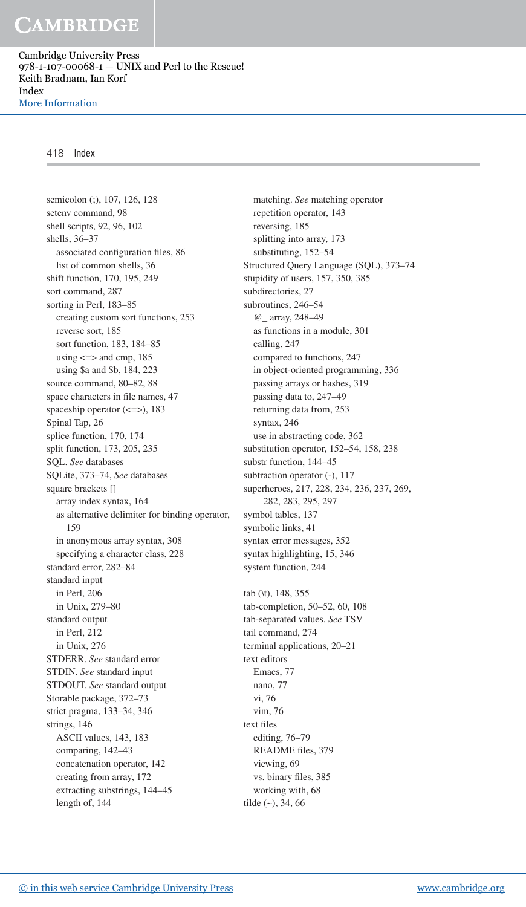semicolon (;), 107, 126, 128
setenv command, 98
shell scripts, 92, 96, 102
shells, 36–37
  associated configuration files, 86
  list of common shells, 36
shift function, 170, 195, 249
sort command, 287
sorting in Perl, 183–85
  creating custom sort functions, 253
  reverse sort, 185
  sort function, 183, 184–85
  using <=> and cmp, 185
  using $a and $b, 184, 223
source command, 80–82, 88
space characters in file names, 47
spaceship operator (<=>), 183
Spinal Tap, 26
splice function, 170, 174
split function, 173, 205, 235
SQL. *See* databases
SQLite, 373–74, *See* databases
square brackets []
  array index syntax, 164
  as alternative delimiter for binding operator, 159
  in anonymous array syntax, 308
  specifying a character class, 228
standard error, 282–84
standard input
  in Perl, 206
  in Unix, 279–80
standard output
  in Perl, 212
  in Unix, 276
STDERR. *See* standard error
STDIN. *See* standard input
STDOUT. *See* standard output
Storable package, 372–73
strict pragma, 133–34, 346
strings, 146
  ASCII values, 143, 183
  comparing, 142–43
  concatenation operator, 142
  creating from array, 172
  extracting substrings, 144–45
  length of, 144
  matching. *See* matching operator
  repetition operator, 143
  reversing, 185
  splitting into array, 173
  substituting, 152–54
Structured Query Language (SQL), 373–74
stupidity of users, 157, 350, 385
subdirectories, 27
subroutines, 246–54
  @_ array, 248–49
  as functions in a module, 301
  calling, 247
  compared to functions, 247
  in object-oriented programming, 336
  passing arrays or hashes, 319
  passing data to, 247–49
  returning data from, 253
  syntax, 246
  use in abstracting code, 362
substitution operator, 152–54, 158, 238
substr function, 144–45
subtraction operator (-), 117
superheroes, 217, 228, 234, 236, 237, 269, 282, 283, 295, 297
symbol tables, 137
symbolic links, 41
syntax error messages, 352
syntax highlighting, 15, 346
system function, 244

tab (\t), 148, 355
tab-completion, 50–52, 60, 108
tab-separated values. *See* TSV
tail command, 274
terminal applications, 20–21
text editors
  Emacs, 77
  nano, 77
  vi, 76
  vim, 76
text files
  editing, 76–79
  README files, 379
  viewing, 69
  vs. binary files, 385
  working with, 68
tilde (~), 34, 66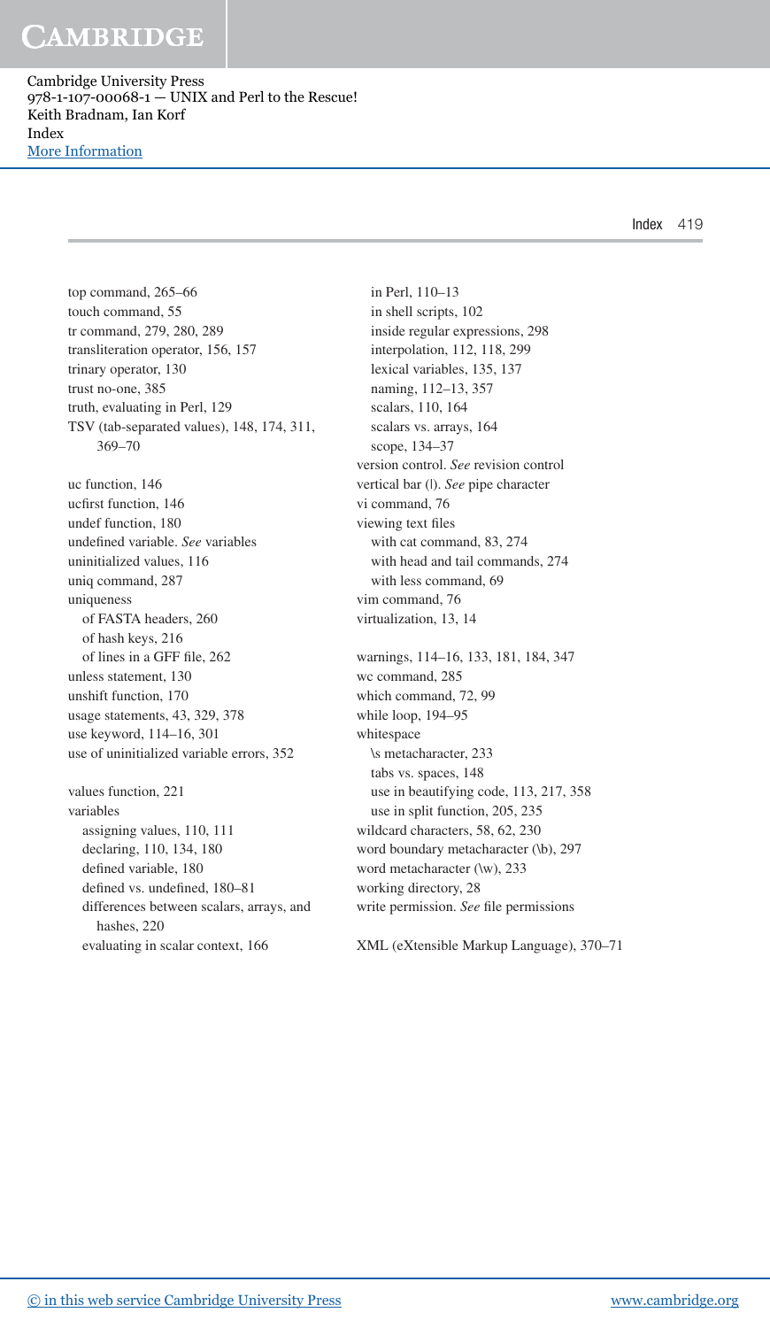top command, 265–66
touch command, 55
tr command, 279, 280, 289
transliteration operator, 156, 157
trinary operator, 130
trust no-one, 385
truth, evaluating in Perl, 129
TSV (tab-separated values), 148, 174, 311, 369–70

uc function, 146
ucfirst function, 146
undef function, 180
undefined variable. *See* variables
uninitialized values, 116
uniq command, 287
uniqueness
- of FASTA headers, 260
- of hash keys, 216
- of lines in a GFF file, 262

unless statement, 130
unshift function, 170
usage statements, 43, 329, 378
use keyword, 114–16, 301
use of uninitialized variable errors, 352

values function, 221
variables
- assigning values, 110, 111
- declaring, 110, 134, 180
- defined variable, 180
- defined vs. undefined, 180–81
- differences between scalars, arrays, and hashes, 220
- evaluating in scalar context, 166
- in Perl, 110–13
- in shell scripts, 102
- inside regular expressions, 298
- interpolation, 112, 118, 299
- lexical variables, 135, 137
- naming, 112–13, 357
- scalars, 110, 164
- scalars vs. arrays, 164
- scope, 134–37

version control. *See* revision control
vertical bar (|). *See* pipe character
vi command, 76
viewing text files
- with cat command, 83, 274
- with head and tail commands, 274
- with less command, 69

vim command, 76
virtualization, 13, 14

warnings, 114–16, 133, 181, 184, 347
wc command, 285
which command, 72, 99
while loop, 194–95
whitespace
- \s metacharacter, 233
- tabs vs. spaces, 148
- use in beautifying code, 113, 217, 358
- use in split function, 205, 235

wildcard characters, 58, 62, 230
word boundary metacharacter (\b), 297
word metacharacter (\w), 233
working directory, 28
write permission. *See* file permissions

XML (eXtensible Markup Language), 370–71